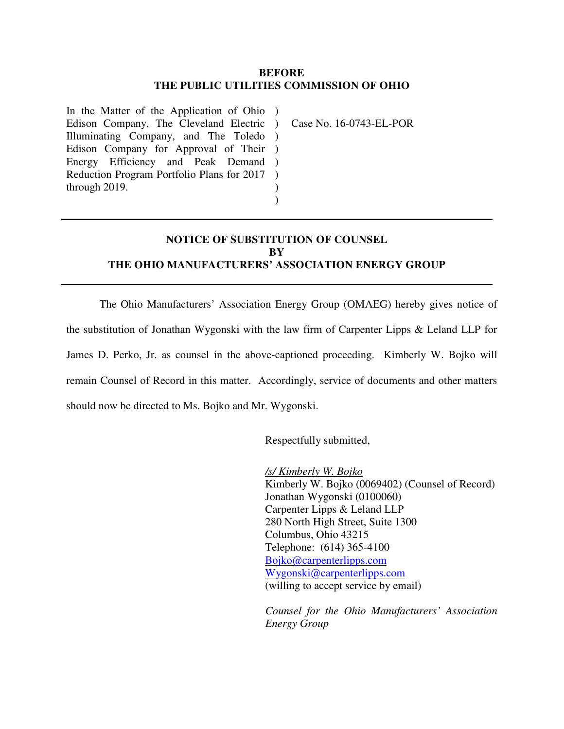**BEFORE**
**THE PUBLIC UTILITIES COMMISSION OF OHIO**

| | | |
|---|---|---|
| In the Matter of the Application of Ohio Edison Company, The Cleveland Electric Illuminating Company, and The Toledo Edison Company for Approval of Their Energy Efficiency and Peak Demand Reduction Program Portfolio Plans for 2017 through 2019. | ) ) ) ) ) ) ) ) | Case No. 16-0743-EL-POR |

---

**NOTICE OF SUBSTITUTION OF COUNSEL**
**BY**
**THE OHIO MANUFACTURERS' ASSOCIATION ENERGY GROUP**

---

The Ohio Manufacturers' Association Energy Group (OMAEG) hereby gives notice of the substitution of Jonathan Wygonski with the law firm of Carpenter Lipps & Leland LLP for James D. Perko, Jr. as counsel in the above-captioned proceeding. Kimberly W. Bojko will remain Counsel of Record in this matter. Accordingly, service of documents and other matters should now be directed to Ms. Bojko and Mr. Wygonski.

Respectfully submitted,

*/s/ Kimberly W. Bojko*
Kimberly W. Bojko (0069402) (Counsel of Record)
Jonathan Wygonski (0100060)
Carpenter Lipps & Leland LLP
280 North High Street, Suite 1300
Columbus, Ohio 43215
Telephone: (614) 365-4100
Bojko@carpenterlipps.com
Wygonski@carpenterlipps.com
(willing to accept service by email)

*Counsel for the Ohio Manufacturers' Association Energy Group*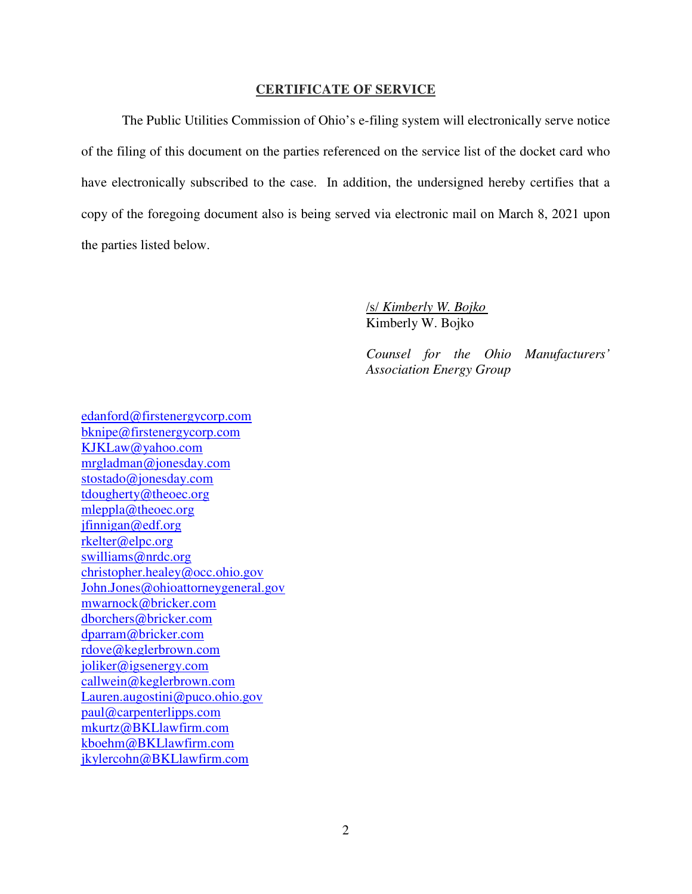## CERTIFICATE OF SERVICE

The Public Utilities Commission of Ohio's e-filing system will electronically serve notice of the filing of this document on the parties referenced on the service list of the docket card who have electronically subscribed to the case. In addition, the undersigned hereby certifies that a copy of the foregoing document also is being served via electronic mail on March 8, 2021 upon the parties listed below.

/s/ *Kimberly W. Bojko*
Kimberly W. Bojko

*Counsel for the Ohio Manufacturers' Association Energy Group*

edanford@firstenergycorp.com
bknipe@firstenergycorp.com
KJKLaw@yahoo.com
mrgladman@jonesday.com
stostado@jonesday.com
tdougherty@theoec.org
mleppla@theoec.org
jfinnigan@edf.org
rkelter@elpc.org
swilliams@nrdc.org
christopher.healey@occ.ohio.gov
John.Jones@ohioattorneygeneral.gov
mwarnock@bricker.com
dborchers@bricker.com
dparram@bricker.com
rdove@keglerbrown.com
joliker@igsenergy.com
callwein@keglerbrown.com
Lauren.augostini@puco.ohio.gov
paul@carpenterlipps.com
mkurtz@BKLlawfirm.com
kboehm@BKLlawfirm.com
jkylercohn@BKLlawfirm.com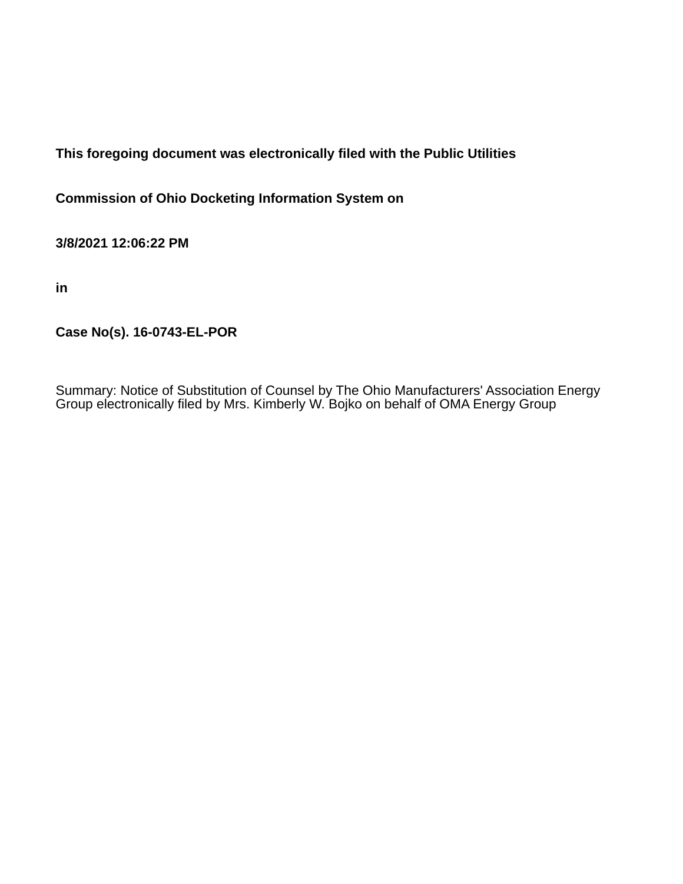**This foregoing document was electronically filed with the Public Utilities**

**Commission of Ohio Docketing Information System on**

**3/8/2021 12:06:22 PM**

**in**

**Case No(s). 16-0743-EL-POR**

Summary: Notice of Substitution of Counsel by The Ohio Manufacturers' Association Energy Group electronically filed by Mrs. Kimberly W. Bojko on behalf of OMA Energy Group